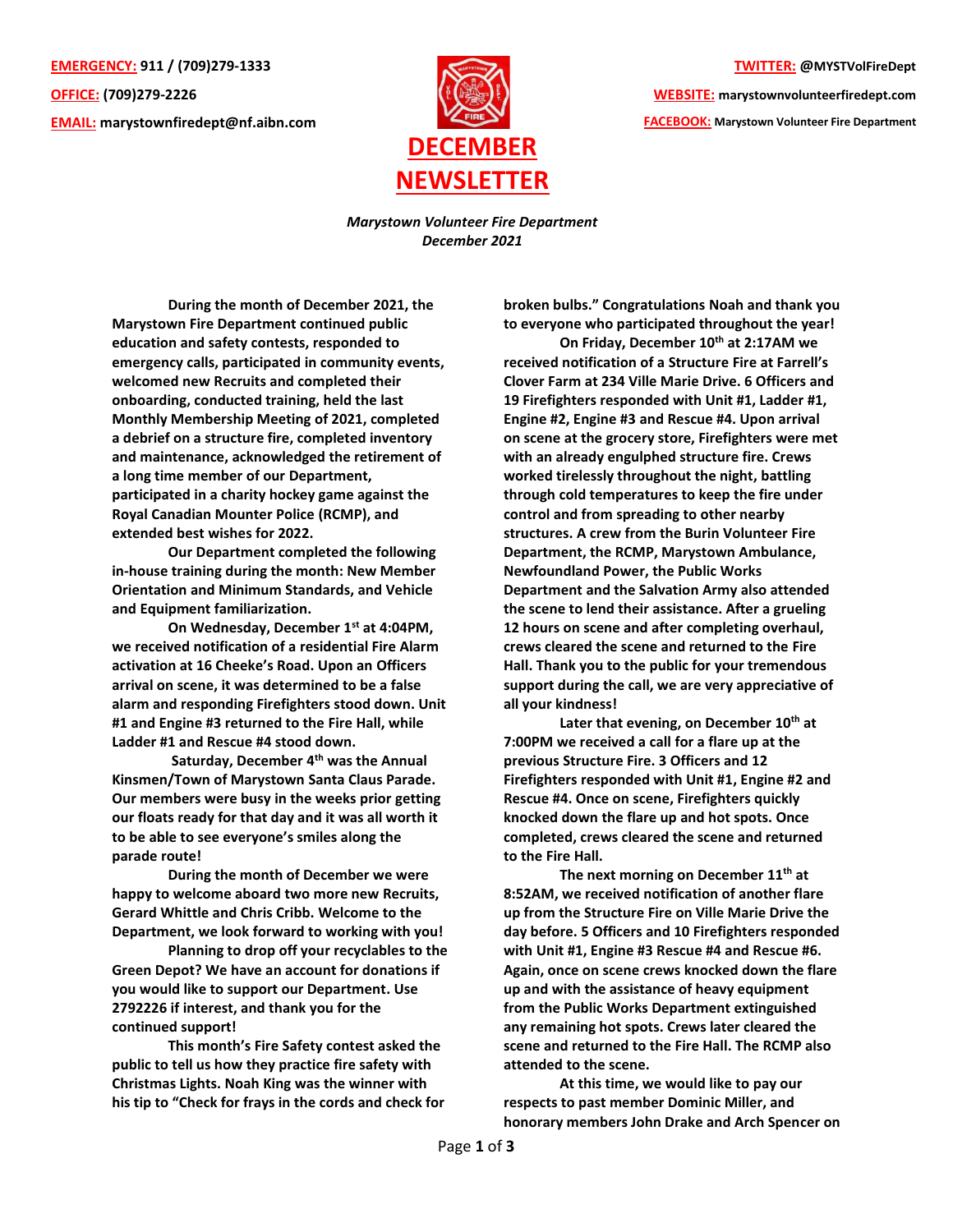**EMERGENCY:** 911 / (709)279-1333

**OFFICE:** (709)279-2226

**EMAIL:** marystownfiredept@nf.aibn.com

**TWITTER:** @MYSTVolFireDept

**WEBSITE:** marystownvolunteerfiredept.com

**FACEBOOK:** Marystown Volunteer Fire Department

# DECEMBER NEWSLETTER

*Marystown Volunteer Fire Department*
*December 2021*

**During the month of December 2021, the Marystown Fire Department continued public education and safety contests, responded to emergency calls, participated in community events, welcomed new Recruits and completed their onboarding, conducted training, held the last Monthly Membership Meeting of 2021, completed a debrief on a structure fire, completed inventory and maintenance, acknowledged the retirement of a long time member of our Department, participated in a charity hockey game against the Royal Canadian Mounter Police (RCMP), and extended best wishes for 2022.**

**Our Department completed the following in-house training during the month: New Member Orientation and Minimum Standards, and Vehicle and Equipment familiarization.**

**On Wednesday, December 1st at 4:04PM, we received notification of a residential Fire Alarm activation at 16 Cheeke's Road. Upon an Officers arrival on scene, it was determined to be a false alarm and responding Firefighters stood down. Unit #1 and Engine #3 returned to the Fire Hall, while Ladder #1 and Rescue #4 stood down.**

**Saturday, December 4th was the Annual Kinsmen/Town of Marystown Santa Claus Parade. Our members were busy in the weeks prior getting our floats ready for that day and it was all worth it to be able to see everyone's smiles along the parade route!**

**During the month of December we were happy to welcome aboard two more new Recruits, Gerard Whittle and Chris Cribb. Welcome to the Department, we look forward to working with you!**

**Planning to drop off your recyclables to the Green Depot? We have an account for donations if you would like to support our Department. Use 2792226 if interest, and thank you for the continued support!**

**This month's Fire Safety contest asked the public to tell us how they practice fire safety with Christmas Lights. Noah King was the winner with his tip to "Check for frays in the cords and check for broken bulbs." Congratulations Noah and thank you to everyone who participated throughout the year!**

**On Friday, December 10th at 2:17AM we received notification of a Structure Fire at Farrell's Clover Farm at 234 Ville Marie Drive. 6 Officers and 19 Firefighters responded with Unit #1, Ladder #1, Engine #2, Engine #3 and Rescue #4. Upon arrival on scene at the grocery store, Firefighters were met with an already engulphed structure fire. Crews worked tirelessly throughout the night, battling through cold temperatures to keep the fire under control and from spreading to other nearby structures. A crew from the Burin Volunteer Fire Department, the RCMP, Marystown Ambulance, Newfoundland Power, the Public Works Department and the Salvation Army also attended the scene to lend their assistance. After a grueling 12 hours on scene and after completing overhaul, crews cleared the scene and returned to the Fire Hall. Thank you to the public for your tremendous support during the call, we are very appreciative of all your kindness!**

**Later that evening, on December 10th at 7:00PM we received a call for a flare up at the previous Structure Fire. 3 Officers and 12 Firefighters responded with Unit #1, Engine #2 and Rescue #4. Once on scene, Firefighters quickly knocked down the flare up and hot spots. Once completed, crews cleared the scene and returned to the Fire Hall.**

**The next morning on December 11th at 8:52AM, we received notification of another flare up from the Structure Fire on Ville Marie Drive the day before. 5 Officers and 10 Firefighters responded with Unit #1, Engine #3 Rescue #4 and Rescue #6. Again, once on scene crews knocked down the flare up and with the assistance of heavy equipment from the Public Works Department extinguished any remaining hot spots. Crews later cleared the scene and returned to the Fire Hall. The RCMP also attended to the scene.**

**At this time, we would like to pay our respects to past member Dominic Miller, and honorary members John Drake and Arch Spencer on**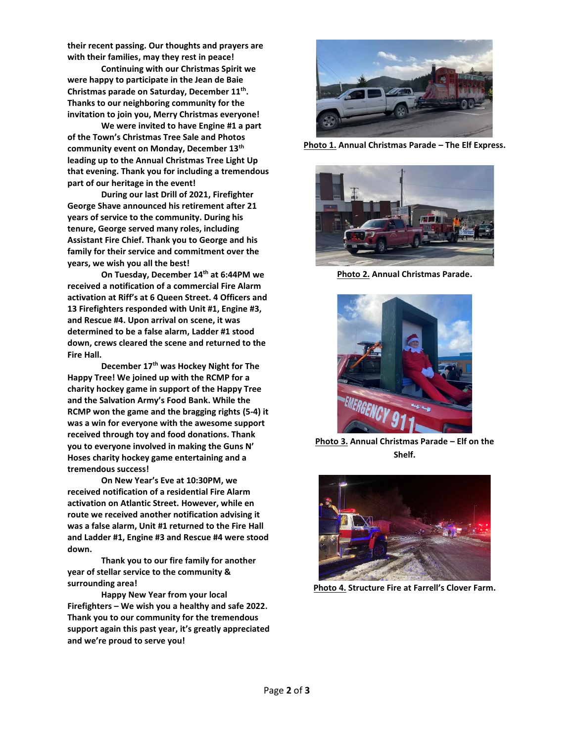**their recent passing. Our thoughts and prayers are with their families, may they rest in peace!**

**Continuing with our Christmas Spirit we were happy to participate in the Jean de Baie Christmas parade on Saturday, December 11th. Thanks to our neighboring community for the invitation to join you, Merry Christmas everyone!**

**We were invited to have Engine #1 a part of the Town's Christmas Tree Sale and Photos community event on Monday, December 13th leading up to the Annual Christmas Tree Light Up that evening. Thank you for including a tremendous part of our heritage in the event!**

**During our last Drill of 2021, Firefighter George Shave announced his retirement after 21 years of service to the community. During his tenure, George served many roles, including Assistant Fire Chief. Thank you to George and his family for their service and commitment over the years, we wish you all the best!**

**On Tuesday, December 14th at 6:44PM we received a notification of a commercial Fire Alarm activation at Riff's at 6 Queen Street. 4 Officers and 13 Firefighters responded with Unit #1, Engine #3, and Rescue #4. Upon arrival on scene, it was determined to be a false alarm, Ladder #1 stood down, crews cleared the scene and returned to the Fire Hall.**

**December 17th was Hockey Night for The Happy Tree! We joined up with the RCMP for a charity hockey game in support of the Happy Tree and the Salvation Army's Food Bank. While the RCMP won the game and the bragging rights (5-4) it was a win for everyone with the awesome support received through toy and food donations. Thank you to everyone involved in making the Guns N' Hoses charity hockey game entertaining and a tremendous success!**

**On New Year's Eve at 10:30PM, we received notification of a residential Fire Alarm activation on Atlantic Street. However, while en route we received another notification advising it was a false alarm, Unit #1 returned to the Fire Hall and Ladder #1, Engine #3 and Rescue #4 were stood down.**

**Thank you to our fire family for another year of stellar service to the community & surrounding area!**

**Happy New Year from your local Firefighters – We wish you a healthy and safe 2022. Thank you to our community for the tremendous support again this past year, it's greatly appreciated and we're proud to serve you!**

**Photo 1. Annual Christmas Parade – The Elf Express.**

**Photo 2. Annual Christmas Parade.**

**Photo 3. Annual Christmas Parade – Elf on the Shelf.**

**Photo 4. Structure Fire at Farrell's Clover Farm.**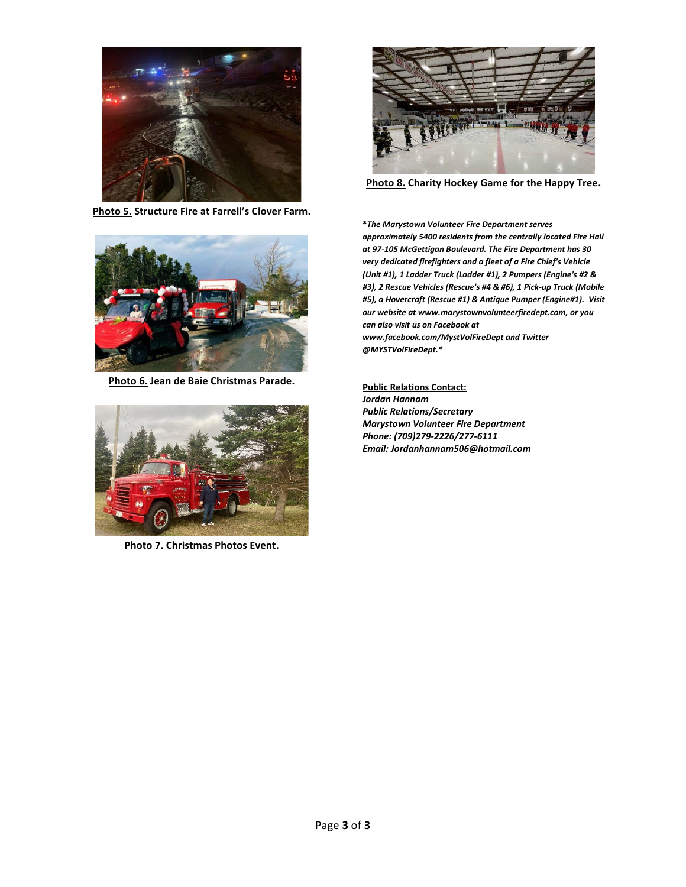**Photo 5.** **Structure Fire at Farrell's Clover Farm.**

**Photo 6.** **Jean de Baie Christmas Parade.**

**Photo 7.** **Christmas Photos Event.**

**Photo 8.** **Charity Hockey Game for the Happy Tree.**

***The Marystown Volunteer Fire Department serves approximately 5400 residents from the centrally located Fire Hall at 97-105 McGettigan Boulevard. The Fire Department has 30 very dedicated firefighters and a fleet of a Fire Chief's Vehicle (Unit #1), 1 Ladder Truck (Ladder #1), 2 Pumpers (Engine's #2 & #3), 2 Rescue Vehicles (Rescue's #4 & #6), 1 Pick-up Truck (Mobile #5), a Hovercraft (Rescue #1) & Antique Pumper (Engine#1). Visit our website at www.marystownvolunteerfiredept.com, or you can also visit us on Facebook at www.facebook.com/MystVolFireDept and Twitter @MYSTVolFireDept.***

**Public Relations Contact:**
***Jordan Hannam***
***Public Relations/Secretary***
***Marystown Volunteer Fire Department***
***Phone: (709)279-2226/277-6111***
***Email: Jordanhannam506@hotmail.com***